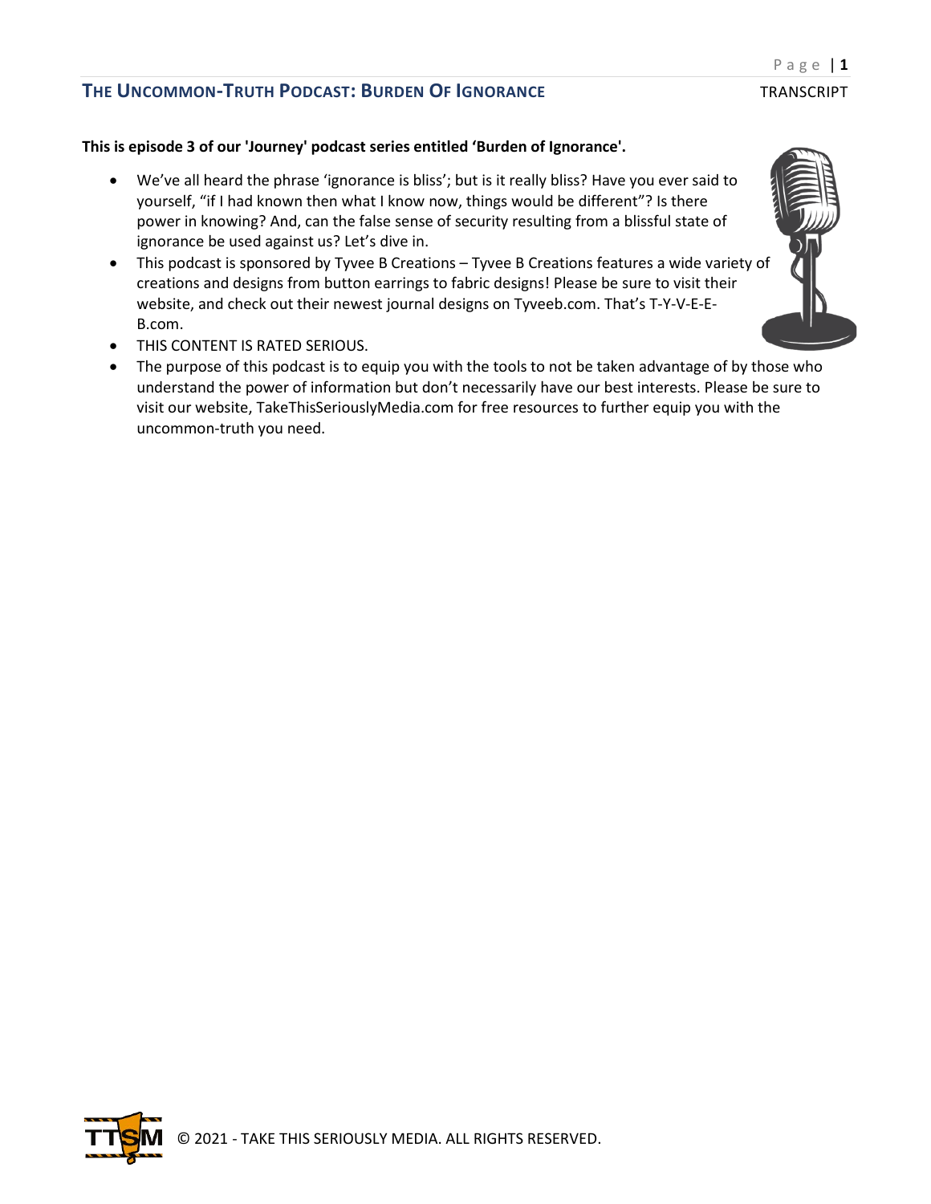**This is episode 3 of our 'Journey' podcast series entitled 'Burden of Ignorance'.**

- We've all heard the phrase 'ignorance is bliss'; but is it really bliss? Have you ever said to yourself, "if I had known then what I know now, things would be different"? Is there power in knowing? And, can the false sense of security resulting from a blissful state of ignorance be used against us? Let's dive in.
- This podcast is sponsored by Tyvee B Creations – Tyvee B Creations features a wide variety of creations and designs from button earrings to fabric designs! Please be sure to visit their website, and check out their newest journal designs on Tyveeb.com. That's T-Y-V-E-E-B.com.
- THIS CONTENT IS RATED SERIOUS.
- The purpose of this podcast is to equip you with the tools to not be taken advantage of by those who understand the power of information but don't necessarily have our best interests. Please be sure to visit our website, TakeThisSeriouslyMedia.com for free resources to further equip you with the uncommon-truth you need.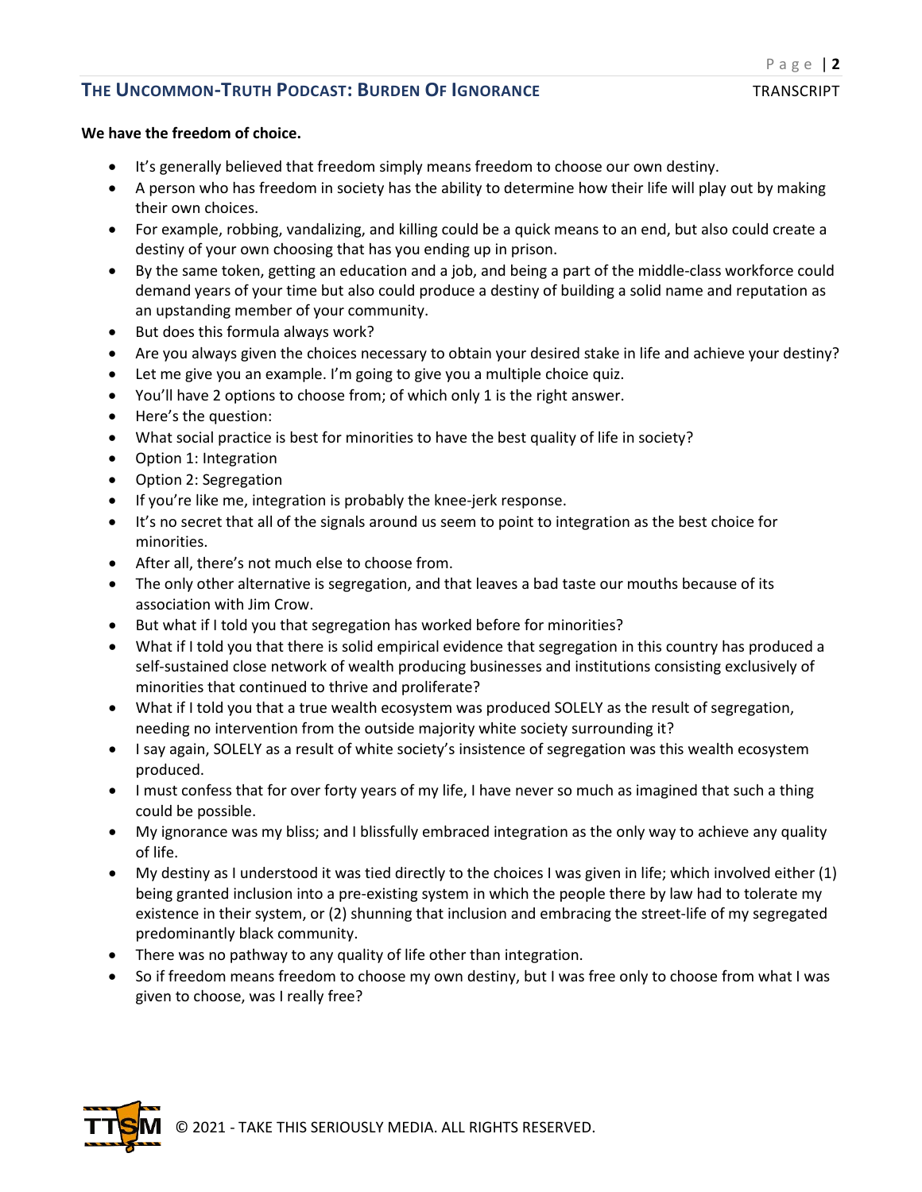**We have the freedom of choice.**

- It's generally believed that freedom simply means freedom to choose our own destiny.
- A person who has freedom in society has the ability to determine how their life will play out by making their own choices.
- For example, robbing, vandalizing, and killing could be a quick means to an end, but also could create a destiny of your own choosing that has you ending up in prison.
- By the same token, getting an education and a job, and being a part of the middle-class workforce could demand years of your time but also could produce a destiny of building a solid name and reputation as an upstanding member of your community.
- But does this formula always work?
- Are you always given the choices necessary to obtain your desired stake in life and achieve your destiny?
- Let me give you an example. I'm going to give you a multiple choice quiz.
- You'll have 2 options to choose from; of which only 1 is the right answer.
- Here's the question:
- What social practice is best for minorities to have the best quality of life in society?
- Option 1: Integration
- Option 2: Segregation
- If you're like me, integration is probably the knee-jerk response.
- It's no secret that all of the signals around us seem to point to integration as the best choice for minorities.
- After all, there's not much else to choose from.
- The only other alternative is segregation, and that leaves a bad taste our mouths because of its association with Jim Crow.
- But what if I told you that segregation has worked before for minorities?
- What if I told you that there is solid empirical evidence that segregation in this country has produced a self-sustained close network of wealth producing businesses and institutions consisting exclusively of minorities that continued to thrive and proliferate?
- What if I told you that a true wealth ecosystem was produced SOLELY as the result of segregation, needing no intervention from the outside majority white society surrounding it?
- I say again, SOLELY as a result of white society's insistence of segregation was this wealth ecosystem produced.
- I must confess that for over forty years of my life, I have never so much as imagined that such a thing could be possible.
- My ignorance was my bliss; and I blissfully embraced integration as the only way to achieve any quality of life.
- My destiny as I understood it was tied directly to the choices I was given in life; which involved either (1) being granted inclusion into a pre-existing system in which the people there by law had to tolerate my existence in their system, or (2) shunning that inclusion and embracing the street-life of my segregated predominantly black community.
- There was no pathway to any quality of life other than integration.
- So if freedom means freedom to choose my own destiny, but I was free only to choose from what I was given to choose, was I really free?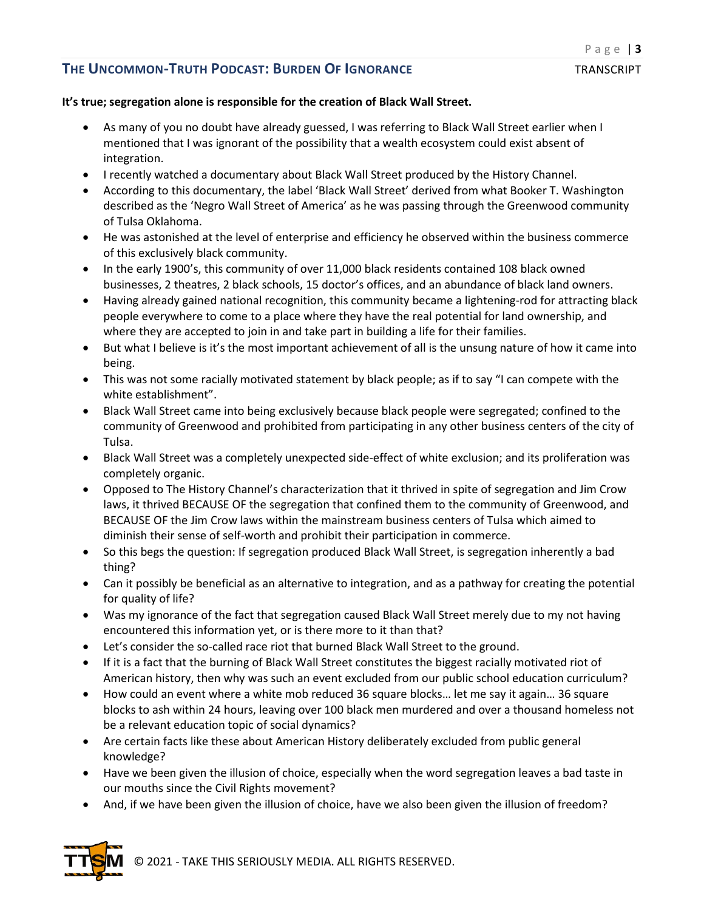**It's true; segregation alone is responsible for the creation of Black Wall Street.**

- As many of you no doubt have already guessed, I was referring to Black Wall Street earlier when I mentioned that I was ignorant of the possibility that a wealth ecosystem could exist absent of integration.
- I recently watched a documentary about Black Wall Street produced by the History Channel.
- According to this documentary, the label 'Black Wall Street' derived from what Booker T. Washington described as the 'Negro Wall Street of America' as he was passing through the Greenwood community of Tulsa Oklahoma.
- He was astonished at the level of enterprise and efficiency he observed within the business commerce of this exclusively black community.
- In the early 1900's, this community of over 11,000 black residents contained 108 black owned businesses, 2 theatres, 2 black schools, 15 doctor's offices, and an abundance of black land owners.
- Having already gained national recognition, this community became a lightening-rod for attracting black people everywhere to come to a place where they have the real potential for land ownership, and where they are accepted to join in and take part in building a life for their families.
- But what I believe is it's the most important achievement of all is the unsung nature of how it came into being.
- This was not some racially motivated statement by black people; as if to say "I can compete with the white establishment".
- Black Wall Street came into being exclusively because black people were segregated; confined to the community of Greenwood and prohibited from participating in any other business centers of the city of Tulsa.
- Black Wall Street was a completely unexpected side-effect of white exclusion; and its proliferation was completely organic.
- Opposed to The History Channel's characterization that it thrived in spite of segregation and Jim Crow laws, it thrived BECAUSE OF the segregation that confined them to the community of Greenwood, and BECAUSE OF the Jim Crow laws within the mainstream business centers of Tulsa which aimed to diminish their sense of self-worth and prohibit their participation in commerce.
- So this begs the question: If segregation produced Black Wall Street, is segregation inherently a bad thing?
- Can it possibly be beneficial as an alternative to integration, and as a pathway for creating the potential for quality of life?
- Was my ignorance of the fact that segregation caused Black Wall Street merely due to my not having encountered this information yet, or is there more to it than that?
- Let's consider the so-called race riot that burned Black Wall Street to the ground.
- If it is a fact that the burning of Black Wall Street constitutes the biggest racially motivated riot of American history, then why was such an event excluded from our public school education curriculum?
- How could an event where a white mob reduced 36 square blocks… let me say it again… 36 square blocks to ash within 24 hours, leaving over 100 black men murdered and over a thousand homeless not be a relevant education topic of social dynamics?
- Are certain facts like these about American History deliberately excluded from public general knowledge?
- Have we been given the illusion of choice, especially when the word segregation leaves a bad taste in our mouths since the Civil Rights movement?
- And, if we have been given the illusion of choice, have we also been given the illusion of freedom?

© 2021 - TAKE THIS SERIOUSLY MEDIA. ALL RIGHTS RESERVED.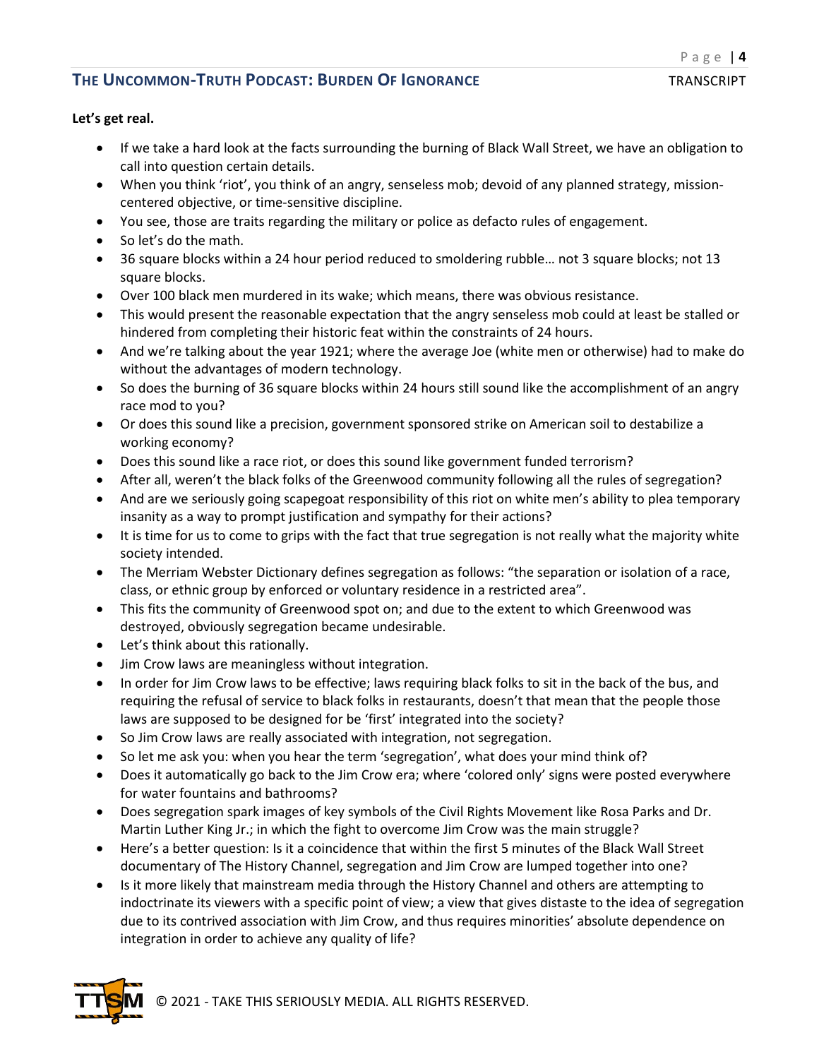**Let's get real.**

- If we take a hard look at the facts surrounding the burning of Black Wall Street, we have an obligation to call into question certain details.
- When you think 'riot', you think of an angry, senseless mob; devoid of any planned strategy, mission-centered objective, or time-sensitive discipline.
- You see, those are traits regarding the military or police as defacto rules of engagement.
- So let's do the math.
- 36 square blocks within a 24 hour period reduced to smoldering rubble… not 3 square blocks; not 13 square blocks.
- Over 100 black men murdered in its wake; which means, there was obvious resistance.
- This would present the reasonable expectation that the angry senseless mob could at least be stalled or hindered from completing their historic feat within the constraints of 24 hours.
- And we're talking about the year 1921; where the average Joe (white men or otherwise) had to make do without the advantages of modern technology.
- So does the burning of 36 square blocks within 24 hours still sound like the accomplishment of an angry race mod to you?
- Or does this sound like a precision, government sponsored strike on American soil to destabilize a working economy?
- Does this sound like a race riot, or does this sound like government funded terrorism?
- After all, weren't the black folks of the Greenwood community following all the rules of segregation?
- And are we seriously going scapegoat responsibility of this riot on white men's ability to plea temporary insanity as a way to prompt justification and sympathy for their actions?
- It is time for us to come to grips with the fact that true segregation is not really what the majority white society intended.
- The Merriam Webster Dictionary defines segregation as follows: "the separation or isolation of a race, class, or ethnic group by enforced or voluntary residence in a restricted area".
- This fits the community of Greenwood spot on; and due to the extent to which Greenwood was destroyed, obviously segregation became undesirable.
- Let's think about this rationally.
- Jim Crow laws are meaningless without integration.
- In order for Jim Crow laws to be effective; laws requiring black folks to sit in the back of the bus, and requiring the refusal of service to black folks in restaurants, doesn't that mean that the people those laws are supposed to be designed for be 'first' integrated into the society?
- So Jim Crow laws are really associated with integration, not segregation.
- So let me ask you: when you hear the term 'segregation', what does your mind think of?
- Does it automatically go back to the Jim Crow era; where 'colored only' signs were posted everywhere for water fountains and bathrooms?
- Does segregation spark images of key symbols of the Civil Rights Movement like Rosa Parks and Dr. Martin Luther King Jr.; in which the fight to overcome Jim Crow was the main struggle?
- Here's a better question: Is it a coincidence that within the first 5 minutes of the Black Wall Street documentary of The History Channel, segregation and Jim Crow are lumped together into one?
- Is it more likely that mainstream media through the History Channel and others are attempting to indoctrinate its viewers with a specific point of view; a view that gives distaste to the idea of segregation due to its contrived association with Jim Crow, and thus requires minorities' absolute dependence on integration in order to achieve any quality of life?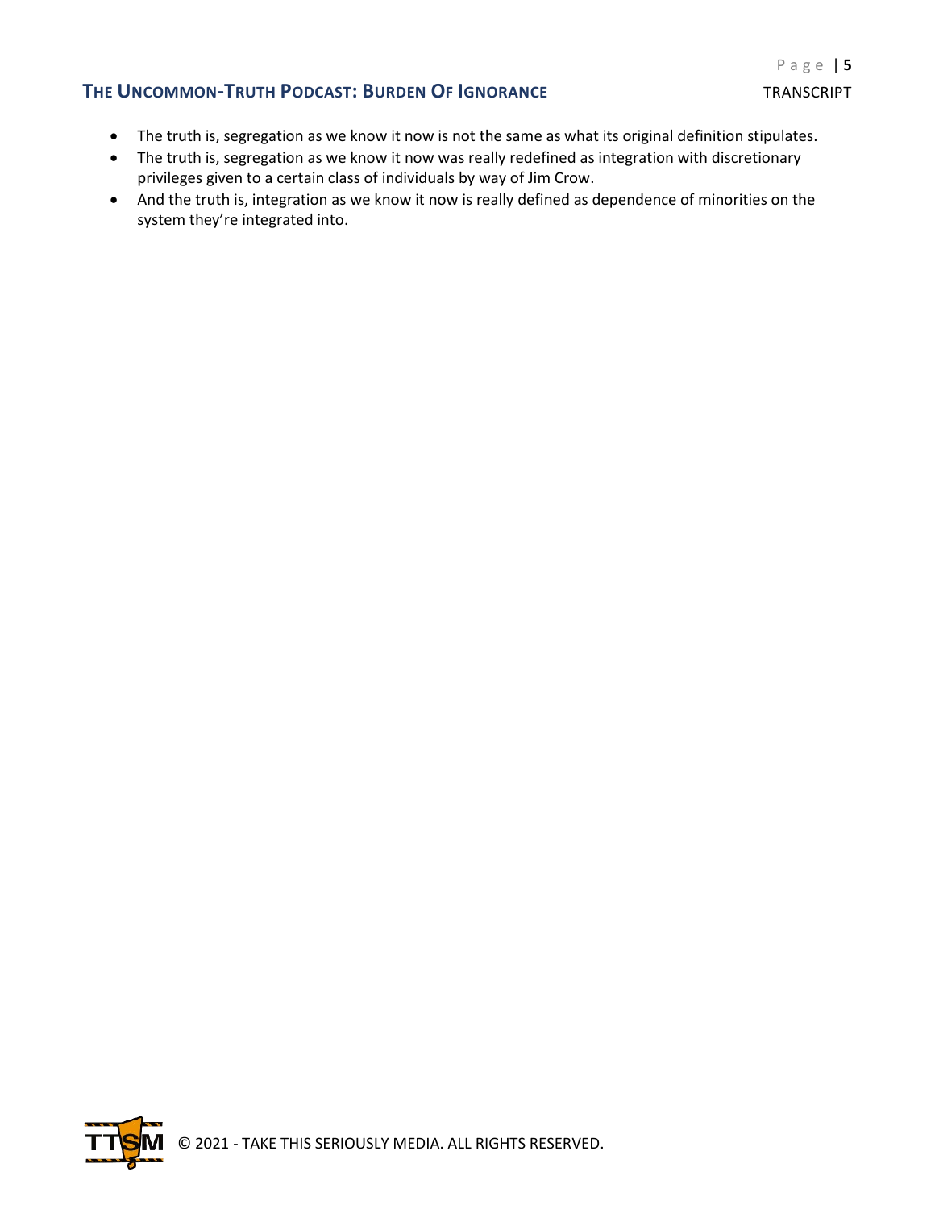- The truth is, segregation as we know it now is not the same as what its original definition stipulates.
- The truth is, segregation as we know it now was really redefined as integration with discretionary privileges given to a certain class of individuals by way of Jim Crow.
- And the truth is, integration as we know it now is really defined as dependence of minorities on the system they're integrated into.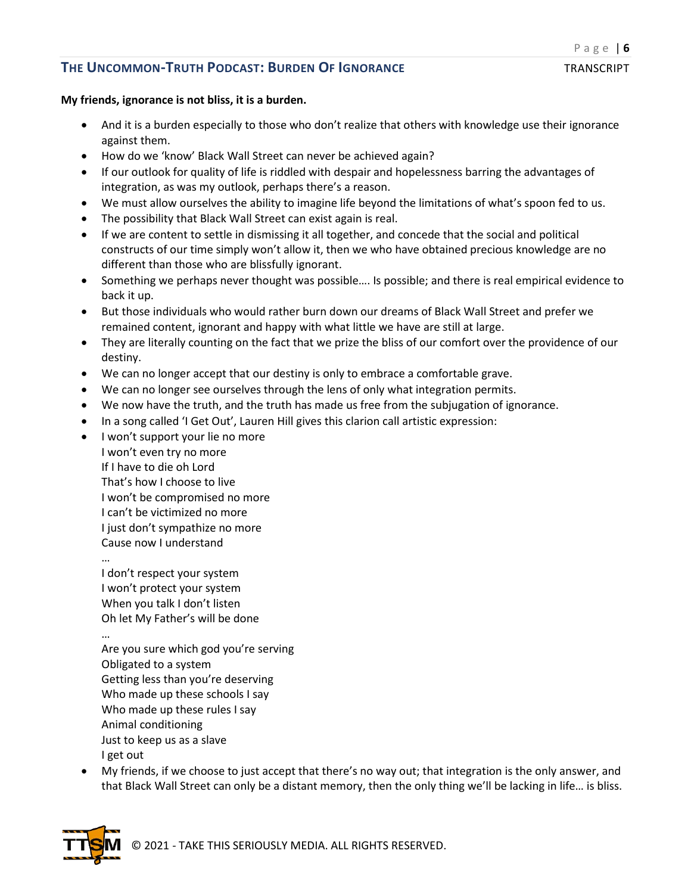**My friends, ignorance is not bliss, it is a burden.**

- And it is a burden especially to those who don't realize that others with knowledge use their ignorance against them.
- How do we 'know' Black Wall Street can never be achieved again?
- If our outlook for quality of life is riddled with despair and hopelessness barring the advantages of integration, as was my outlook, perhaps there's a reason.
- We must allow ourselves the ability to imagine life beyond the limitations of what's spoon fed to us.
- The possibility that Black Wall Street can exist again is real.
- If we are content to settle in dismissing it all together, and concede that the social and political constructs of our time simply won't allow it, then we who have obtained precious knowledge are no different than those who are blissfully ignorant.
- Something we perhaps never thought was possible…. Is possible; and there is real empirical evidence to back it up.
- But those individuals who would rather burn down our dreams of Black Wall Street and prefer we remained content, ignorant and happy with what little we have are still at large.
- They are literally counting on the fact that we prize the bliss of our comfort over the providence of our destiny.
- We can no longer accept that our destiny is only to embrace a comfortable grave.
- We can no longer see ourselves through the lens of only what integration permits.
- We now have the truth, and the truth has made us free from the subjugation of ignorance.
- In a song called 'I Get Out', Lauren Hill gives this clarion call artistic expression:
- I won't support your lie no more  
  I won't even try no more  
  If I have to die oh Lord  
  That's how I choose to live  
  I won't be compromised no more  
  I can't be victimized no more  
  I just don't sympathize no more  
  Cause now I understand  
  …  
  I don't respect your system  
  I won't protect your system  
  When you talk I don't listen  
  Oh let My Father's will be done  
  …  
  Are you sure which god you're serving  
  Obligated to a system  
  Getting less than you're deserving  
  Who made up these schools I say  
  Who made up these rules I say  
  Animal conditioning  
  Just to keep us as a slave  
  I get out
- My friends, if we choose to just accept that there's no way out; that integration is the only answer, and that Black Wall Street can only be a distant memory, then the only thing we'll be lacking in life… is bliss.

© 2021 - TAKE THIS SERIOUSLY MEDIA. ALL RIGHTS RESERVED.